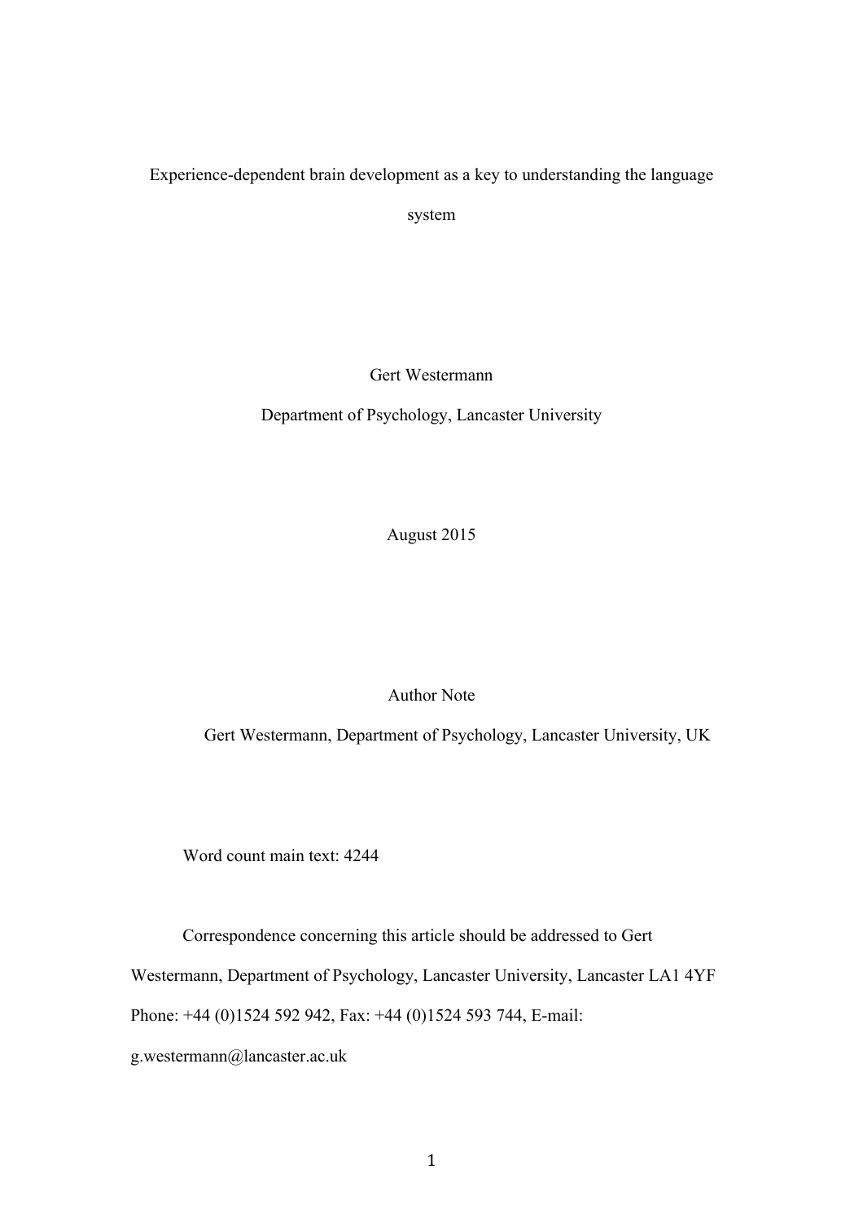# Experience-dependent brain development as a key to understanding the language system

Gert Westermann

Department of Psychology, Lancaster University

August 2015

Author Note

Gert Westermann, Department of Psychology, Lancaster University, UK

Word count main text: 4244

Correspondence concerning this article should be addressed to Gert Westermann, Department of Psychology, Lancaster University, Lancaster LA1 4YF Phone: +44 (0)1524 592 942, Fax: +44 (0)1524 593 744, E-mail: g.westermann@lancaster.ac.uk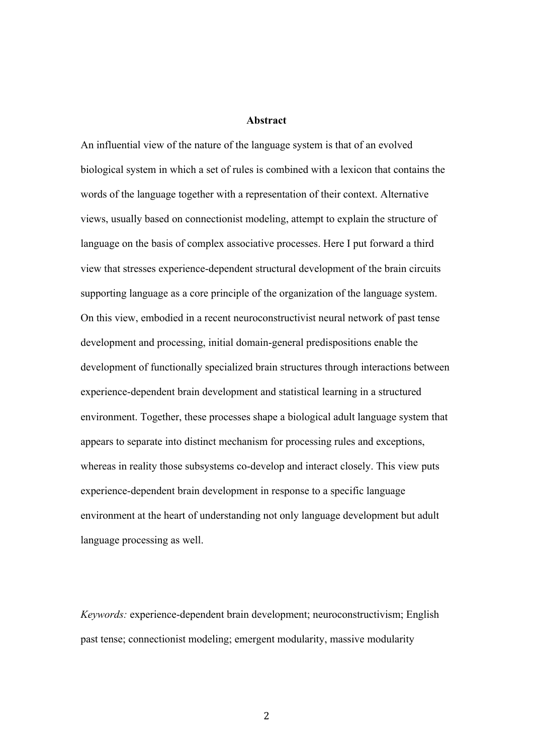## Abstract

An influential view of the nature of the language system is that of an evolved biological system in which a set of rules is combined with a lexicon that contains the words of the language together with a representation of their context. Alternative views, usually based on connectionist modeling, attempt to explain the structure of language on the basis of complex associative processes. Here I put forward a third view that stresses experience-dependent structural development of the brain circuits supporting language as a core principle of the organization of the language system. On this view, embodied in a recent neuroconstructivist neural network of past tense development and processing, initial domain-general predispositions enable the development of functionally specialized brain structures through interactions between experience-dependent brain development and statistical learning in a structured environment. Together, these processes shape a biological adult language system that appears to separate into distinct mechanism for processing rules and exceptions, whereas in reality those subsystems co-develop and interact closely. This view puts experience-dependent brain development in response to a specific language environment at the heart of understanding not only language development but adult language processing as well.

*Keywords:* experience-dependent brain development; neuroconstructivism; English past tense; connectionist modeling; emergent modularity, massive modularity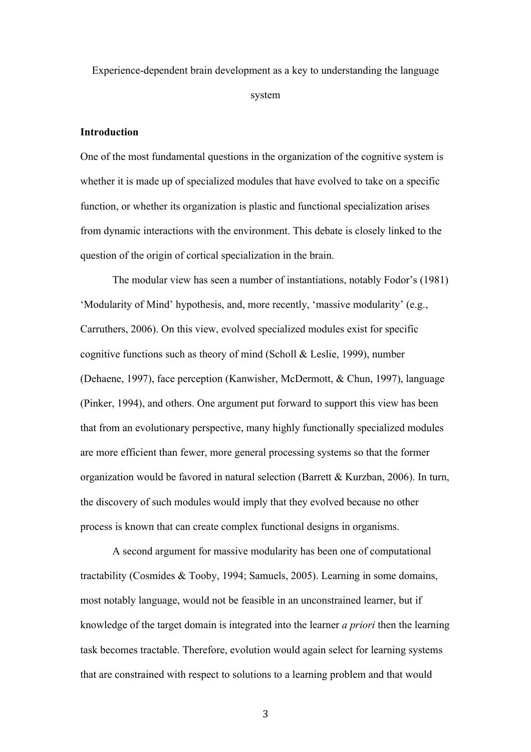# Experience-dependent brain development as a key to understanding the language system

## Introduction

One of the most fundamental questions in the organization of the cognitive system is whether it is made up of specialized modules that have evolved to take on a specific function, or whether its organization is plastic and functional specialization arises from dynamic interactions with the environment. This debate is closely linked to the question of the origin of cortical specialization in the brain.

The modular view has seen a number of instantiations, notably Fodor's (1981) 'Modularity of Mind' hypothesis, and, more recently, 'massive modularity' (e.g., Carruthers, 2006). On this view, evolved specialized modules exist for specific cognitive functions such as theory of mind (Scholl & Leslie, 1999), number (Dehaene, 1997), face perception (Kanwisher, McDermott, & Chun, 1997), language (Pinker, 1994), and others. One argument put forward to support this view has been that from an evolutionary perspective, many highly functionally specialized modules are more efficient than fewer, more general processing systems so that the former organization would be favored in natural selection (Barrett & Kurzban, 2006). In turn, the discovery of such modules would imply that they evolved because no other process is known that can create complex functional designs in organisms.

A second argument for massive modularity has been one of computational tractability (Cosmides & Tooby, 1994; Samuels, 2005). Learning in some domains, most notably language, would not be feasible in an unconstrained learner, but if knowledge of the target domain is integrated into the learner *a priori* then the learning task becomes tractable. Therefore, evolution would again select for learning systems that are constrained with respect to solutions to a learning problem and that would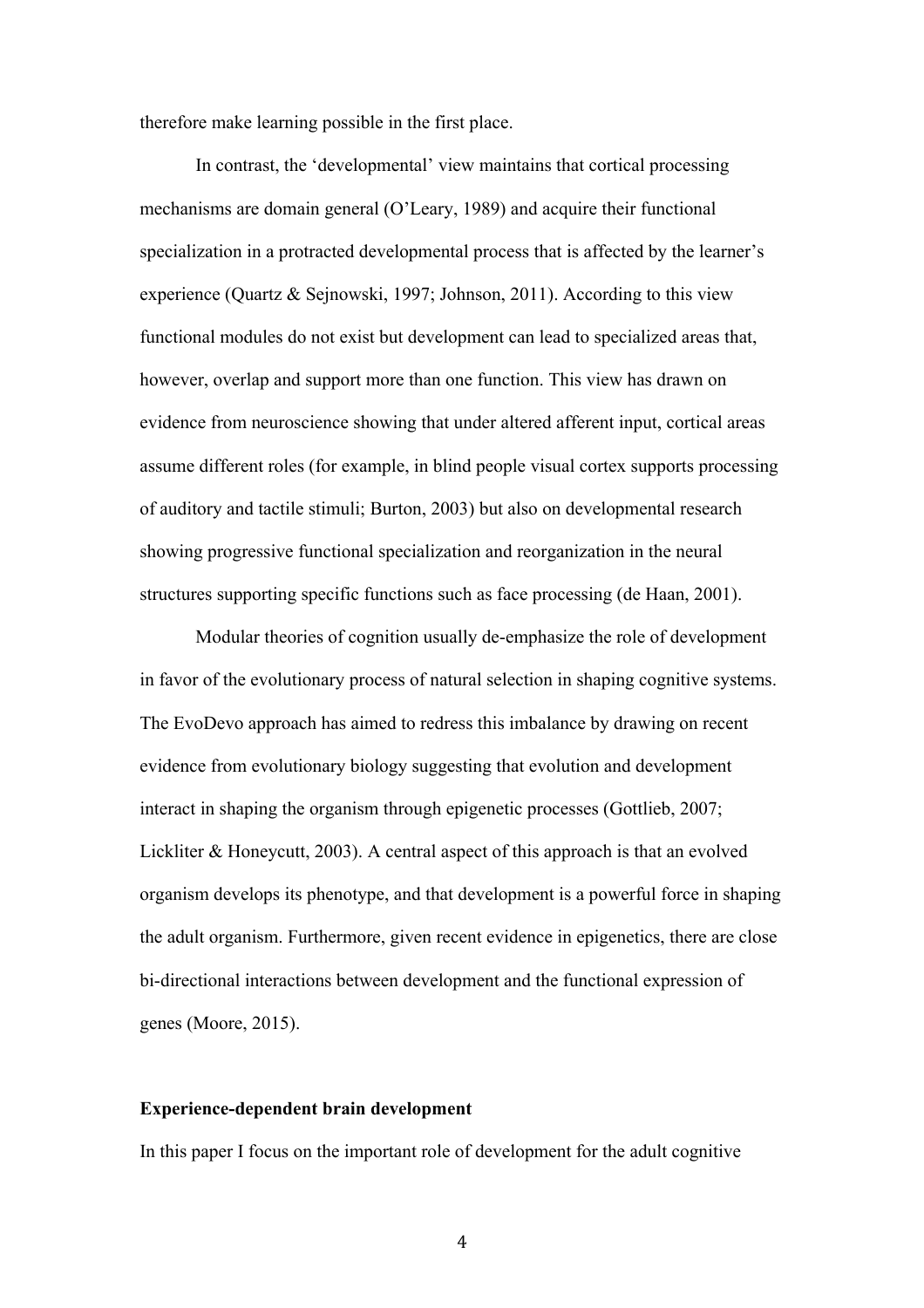therefore make learning possible in the first place.

In contrast, the 'developmental' view maintains that cortical processing mechanisms are domain general (O'Leary, 1989) and acquire their functional specialization in a protracted developmental process that is affected by the learner's experience (Quartz & Sejnowski, 1997; Johnson, 2011). According to this view functional modules do not exist but development can lead to specialized areas that, however, overlap and support more than one function. This view has drawn on evidence from neuroscience showing that under altered afferent input, cortical areas assume different roles (for example, in blind people visual cortex supports processing of auditory and tactile stimuli; Burton, 2003) but also on developmental research showing progressive functional specialization and reorganization in the neural structures supporting specific functions such as face processing (de Haan, 2001).

Modular theories of cognition usually de-emphasize the role of development in favor of the evolutionary process of natural selection in shaping cognitive systems. The EvoDevo approach has aimed to redress this imbalance by drawing on recent evidence from evolutionary biology suggesting that evolution and development interact in shaping the organism through epigenetic processes (Gottlieb, 2007; Lickliter & Honeycutt, 2003). A central aspect of this approach is that an evolved organism develops its phenotype, and that development is a powerful force in shaping the adult organism. Furthermore, given recent evidence in epigenetics, there are close bi-directional interactions between development and the functional expression of genes (Moore, 2015).

**Experience-dependent brain development**

In this paper I focus on the important role of development for the adult cognitive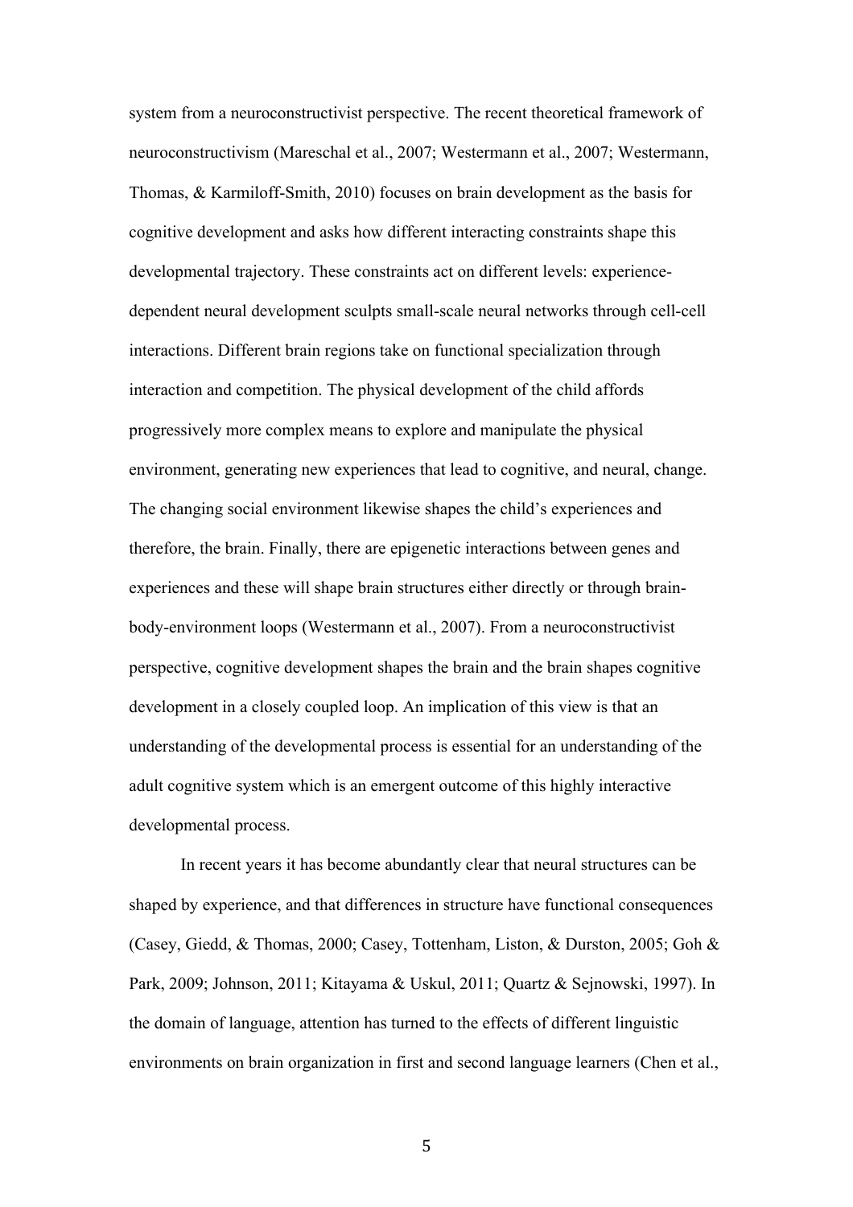system from a neuroconstructivist perspective. The recent theoretical framework of neuroconstructivism (Mareschal et al., 2007; Westermann et al., 2007; Westermann, Thomas, & Karmiloff-Smith, 2010) focuses on brain development as the basis for cognitive development and asks how different interacting constraints shape this developmental trajectory. These constraints act on different levels: experience-dependent neural development sculpts small-scale neural networks through cell-cell interactions. Different brain regions take on functional specialization through interaction and competition. The physical development of the child affords progressively more complex means to explore and manipulate the physical environment, generating new experiences that lead to cognitive, and neural, change. The changing social environment likewise shapes the child's experiences and therefore, the brain. Finally, there are epigenetic interactions between genes and experiences and these will shape brain structures either directly or through brain-body-environment loops (Westermann et al., 2007). From a neuroconstructivist perspective, cognitive development shapes the brain and the brain shapes cognitive development in a closely coupled loop. An implication of this view is that an understanding of the developmental process is essential for an understanding of the adult cognitive system which is an emergent outcome of this highly interactive developmental process.

In recent years it has become abundantly clear that neural structures can be shaped by experience, and that differences in structure have functional consequences (Casey, Giedd, & Thomas, 2000; Casey, Tottenham, Liston, & Durston, 2005; Goh & Park, 2009; Johnson, 2011; Kitayama & Uskul, 2011; Quartz & Sejnowski, 1997). In the domain of language, attention has turned to the effects of different linguistic environments on brain organization in first and second language learners (Chen et al.,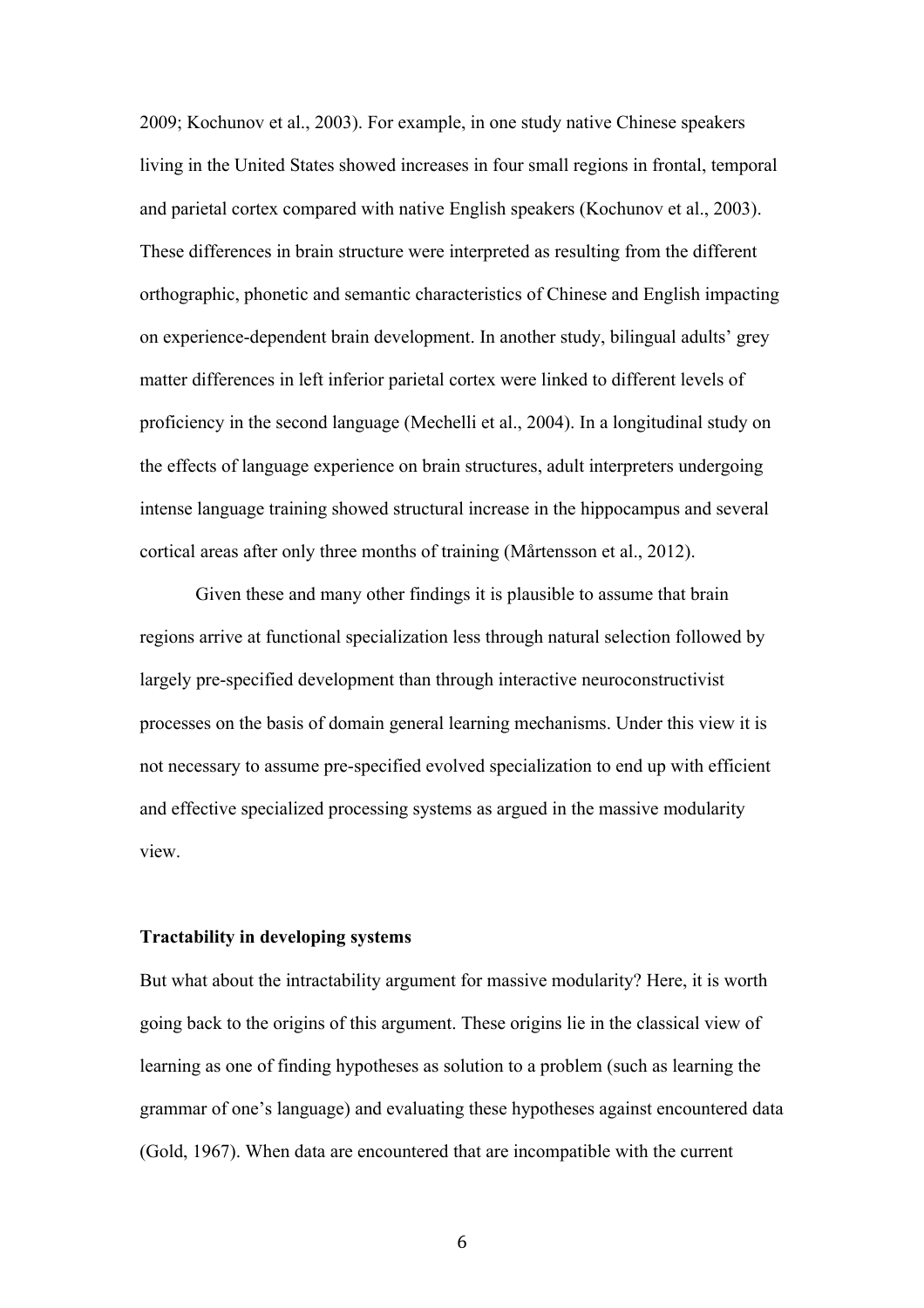2009; Kochunov et al., 2003). For example, in one study native Chinese speakers living in the United States showed increases in four small regions in frontal, temporal and parietal cortex compared with native English speakers (Kochunov et al., 2003). These differences in brain structure were interpreted as resulting from the different orthographic, phonetic and semantic characteristics of Chinese and English impacting on experience-dependent brain development. In another study, bilingual adults' grey matter differences in left inferior parietal cortex were linked to different levels of proficiency in the second language (Mechelli et al., 2004). In a longitudinal study on the effects of language experience on brain structures, adult interpreters undergoing intense language training showed structural increase in the hippocampus and several cortical areas after only three months of training (Mårtensson et al., 2012).

Given these and many other findings it is plausible to assume that brain regions arrive at functional specialization less through natural selection followed by largely pre-specified development than through interactive neuroconstructivist processes on the basis of domain general learning mechanisms. Under this view it is not necessary to assume pre-specified evolved specialization to end up with efficient and effective specialized processing systems as argued in the massive modularity view.

**Tractability in developing systems**

But what about the intractability argument for massive modularity? Here, it is worth going back to the origins of this argument. These origins lie in the classical view of learning as one of finding hypotheses as solution to a problem (such as learning the grammar of one's language) and evaluating these hypotheses against encountered data (Gold, 1967). When data are encountered that are incompatible with the current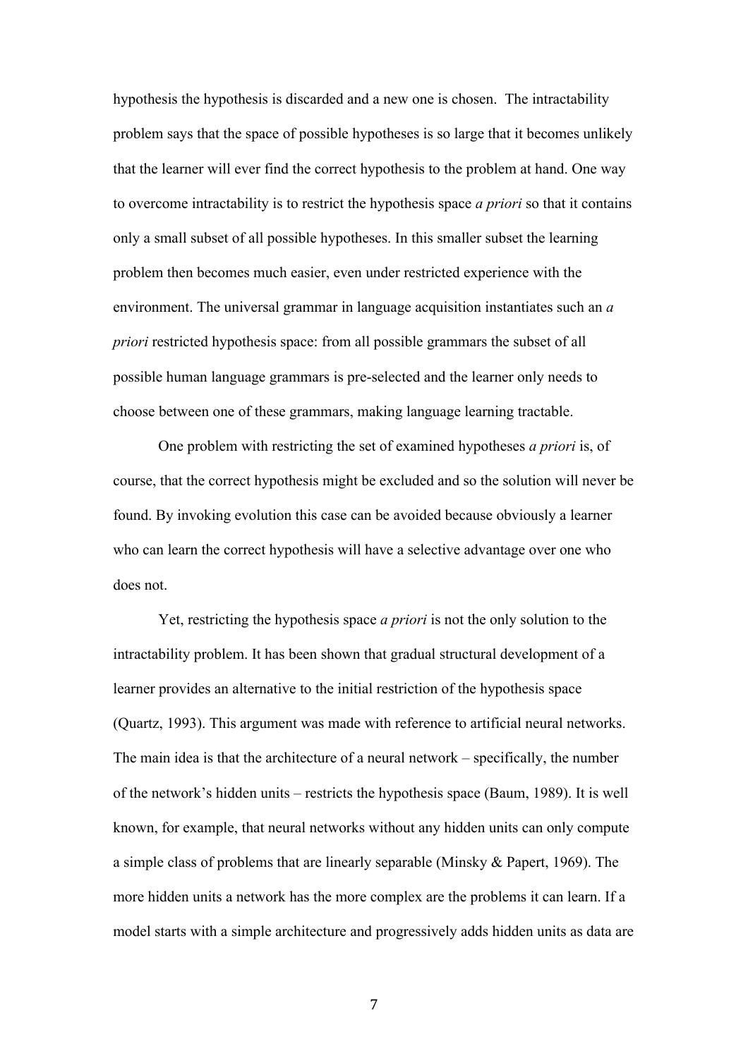hypothesis the hypothesis is discarded and a new one is chosen. The intractability problem says that the space of possible hypotheses is so large that it becomes unlikely that the learner will ever find the correct hypothesis to the problem at hand. One way to overcome intractability is to restrict the hypothesis space *a priori* so that it contains only a small subset of all possible hypotheses. In this smaller subset the learning problem then becomes much easier, even under restricted experience with the environment. The universal grammar in language acquisition instantiates such an *a priori* restricted hypothesis space: from all possible grammars the subset of all possible human language grammars is pre-selected and the learner only needs to choose between one of these grammars, making language learning tractable.

One problem with restricting the set of examined hypotheses *a priori* is, of course, that the correct hypothesis might be excluded and so the solution will never be found. By invoking evolution this case can be avoided because obviously a learner who can learn the correct hypothesis will have a selective advantage over one who does not.

Yet, restricting the hypothesis space *a priori* is not the only solution to the intractability problem. It has been shown that gradual structural development of a learner provides an alternative to the initial restriction of the hypothesis space (Quartz, 1993). This argument was made with reference to artificial neural networks. The main idea is that the architecture of a neural network – specifically, the number of the network's hidden units – restricts the hypothesis space (Baum, 1989). It is well known, for example, that neural networks without any hidden units can only compute a simple class of problems that are linearly separable (Minsky & Papert, 1969). The more hidden units a network has the more complex are the problems it can learn. If a model starts with a simple architecture and progressively adds hidden units as data are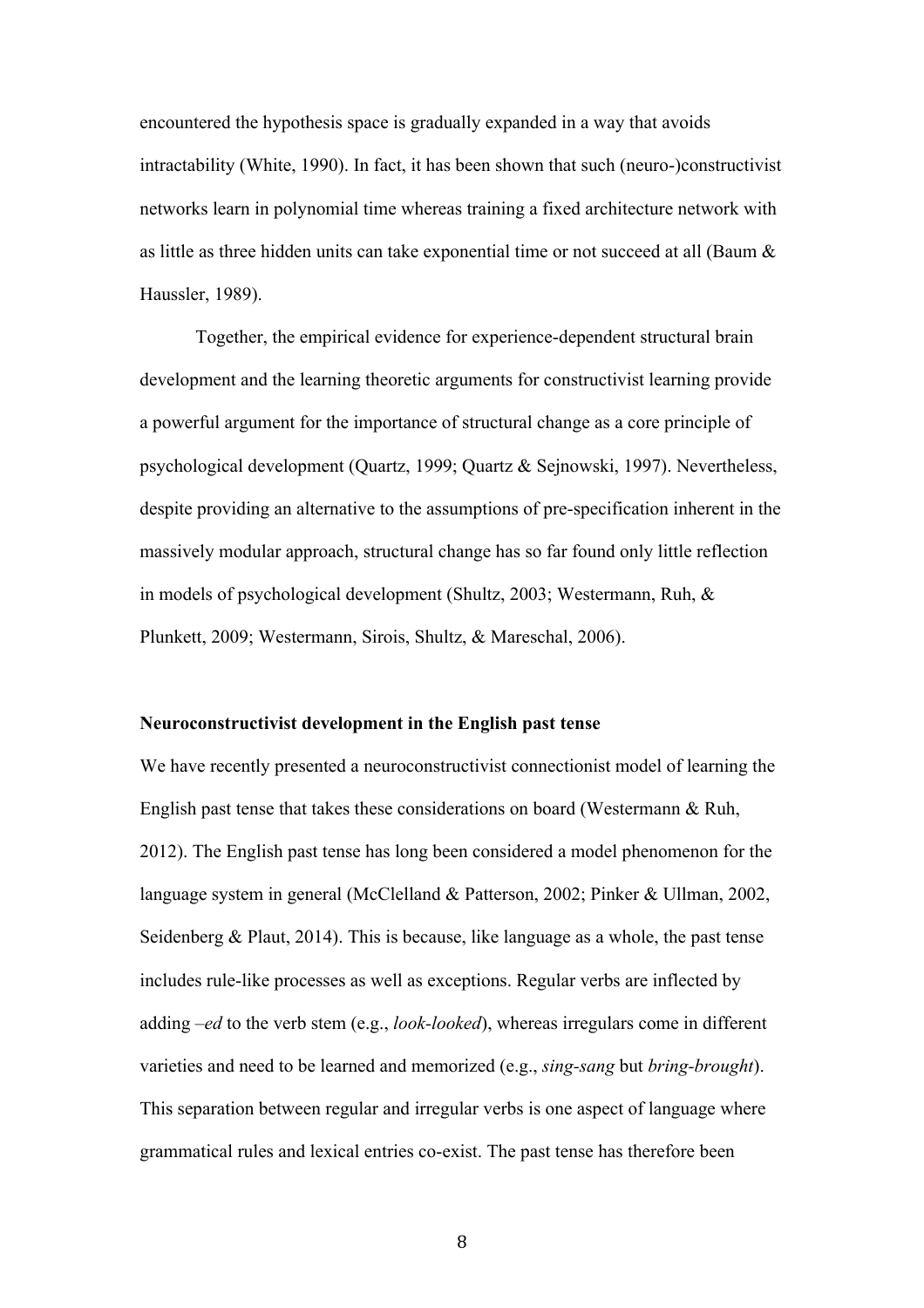encountered the hypothesis space is gradually expanded in a way that avoids intractability (White, 1990). In fact, it has been shown that such (neuro-)constructivist networks learn in polynomial time whereas training a fixed architecture network with as little as three hidden units can take exponential time or not succeed at all (Baum & Haussler, 1989).

Together, the empirical evidence for experience-dependent structural brain development and the learning theoretic arguments for constructivist learning provide a powerful argument for the importance of structural change as a core principle of psychological development (Quartz, 1999; Quartz & Sejnowski, 1997). Nevertheless, despite providing an alternative to the assumptions of pre-specification inherent in the massively modular approach, structural change has so far found only little reflection in models of psychological development (Shultz, 2003; Westermann, Ruh, & Plunkett, 2009; Westermann, Sirois, Shultz, & Mareschal, 2006).

**Neuroconstructivist development in the English past tense**

We have recently presented a neuroconstructivist connectionist model of learning the English past tense that takes these considerations on board (Westermann & Ruh, 2012). The English past tense has long been considered a model phenomenon for the language system in general (McClelland & Patterson, 2002; Pinker & Ullman, 2002, Seidenberg & Plaut, 2014). This is because, like language as a whole, the past tense includes rule-like processes as well as exceptions. Regular verbs are inflected by adding *–ed* to the verb stem (e.g., *look-looked*), whereas irregulars come in different varieties and need to be learned and memorized (e.g., *sing-sang* but *bring-brought*). This separation between regular and irregular verbs is one aspect of language where grammatical rules and lexical entries co-exist. The past tense has therefore been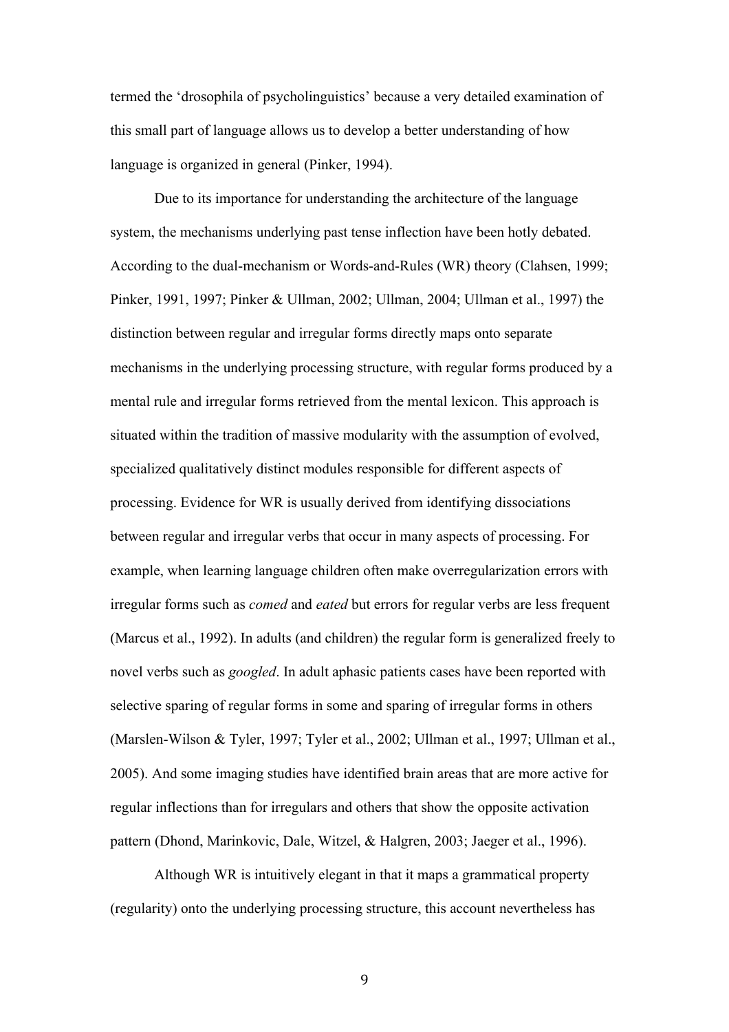termed the 'drosophila of psycholinguistics' because a very detailed examination of this small part of language allows us to develop a better understanding of how language is organized in general (Pinker, 1994).

Due to its importance for understanding the architecture of the language system, the mechanisms underlying past tense inflection have been hotly debated. According to the dual-mechanism or Words-and-Rules (WR) theory (Clahsen, 1999; Pinker, 1991, 1997; Pinker & Ullman, 2002; Ullman, 2004; Ullman et al., 1997) the distinction between regular and irregular forms directly maps onto separate mechanisms in the underlying processing structure, with regular forms produced by a mental rule and irregular forms retrieved from the mental lexicon. This approach is situated within the tradition of massive modularity with the assumption of evolved, specialized qualitatively distinct modules responsible for different aspects of processing. Evidence for WR is usually derived from identifying dissociations between regular and irregular verbs that occur in many aspects of processing. For example, when learning language children often make overregularization errors with irregular forms such as *comed* and *eated* but errors for regular verbs are less frequent (Marcus et al., 1992). In adults (and children) the regular form is generalized freely to novel verbs such as *googled*. In adult aphasic patients cases have been reported with selective sparing of regular forms in some and sparing of irregular forms in others (Marslen-Wilson & Tyler, 1997; Tyler et al., 2002; Ullman et al., 1997; Ullman et al., 2005). And some imaging studies have identified brain areas that are more active for regular inflections than for irregulars and others that show the opposite activation pattern (Dhond, Marinkovic, Dale, Witzel, & Halgren, 2003; Jaeger et al., 1996).

Although WR is intuitively elegant in that it maps a grammatical property (regularity) onto the underlying processing structure, this account nevertheless has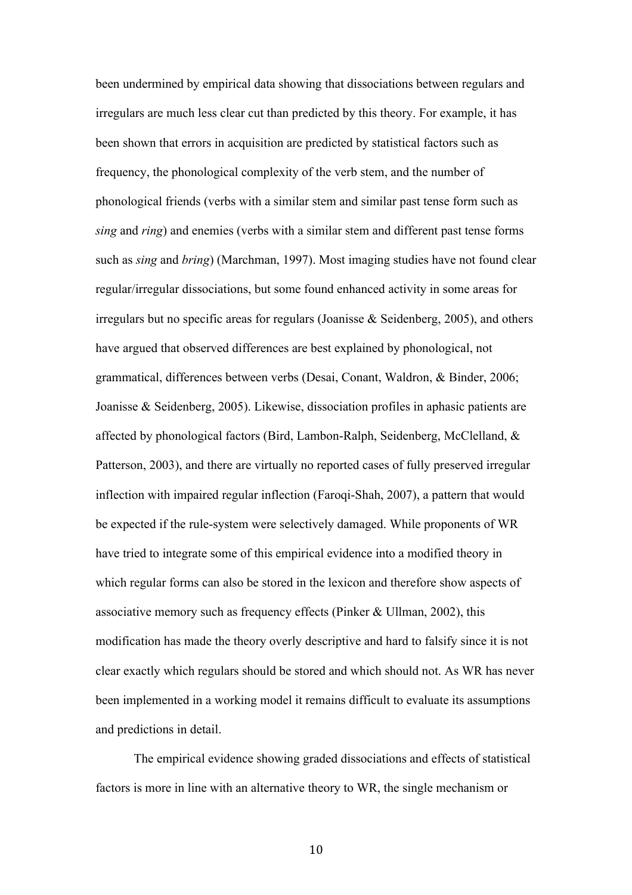been undermined by empirical data showing that dissociations between regulars and irregulars are much less clear cut than predicted by this theory. For example, it has been shown that errors in acquisition are predicted by statistical factors such as frequency, the phonological complexity of the verb stem, and the number of phonological friends (verbs with a similar stem and similar past tense form such as *sing* and *ring*) and enemies (verbs with a similar stem and different past tense forms such as *sing* and *bring*) (Marchman, 1997). Most imaging studies have not found clear regular/irregular dissociations, but some found enhanced activity in some areas for irregulars but no specific areas for regulars (Joanisse & Seidenberg, 2005), and others have argued that observed differences are best explained by phonological, not grammatical, differences between verbs (Desai, Conant, Waldron, & Binder, 2006; Joanisse & Seidenberg, 2005). Likewise, dissociation profiles in aphasic patients are affected by phonological factors (Bird, Lambon-Ralph, Seidenberg, McClelland, & Patterson, 2003), and there are virtually no reported cases of fully preserved irregular inflection with impaired regular inflection (Faroqi-Shah, 2007), a pattern that would be expected if the rule-system were selectively damaged. While proponents of WR have tried to integrate some of this empirical evidence into a modified theory in which regular forms can also be stored in the lexicon and therefore show aspects of associative memory such as frequency effects (Pinker & Ullman, 2002), this modification has made the theory overly descriptive and hard to falsify since it is not clear exactly which regulars should be stored and which should not. As WR has never been implemented in a working model it remains difficult to evaluate its assumptions and predictions in detail.

The empirical evidence showing graded dissociations and effects of statistical factors is more in line with an alternative theory to WR, the single mechanism or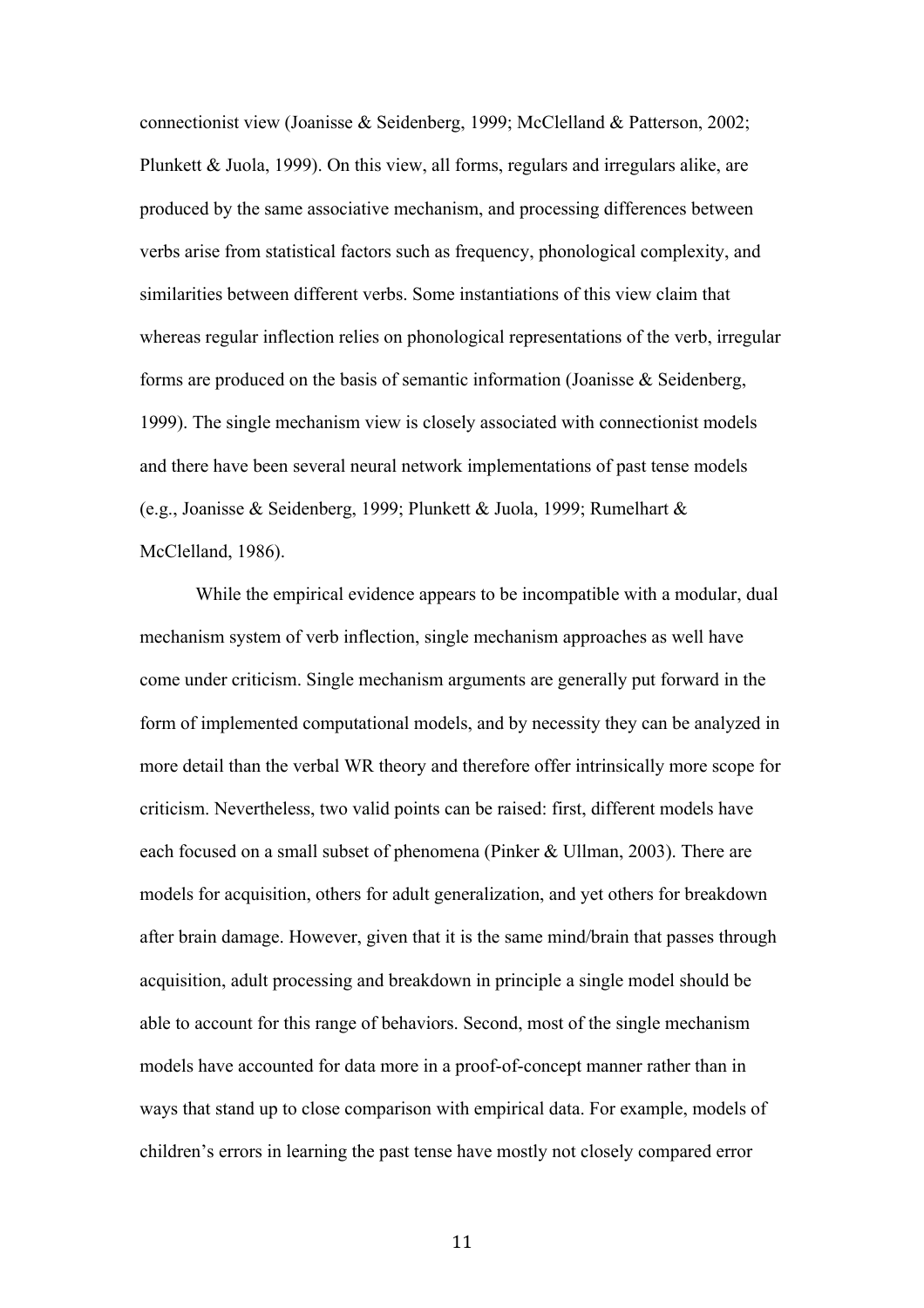connectionist view (Joanisse & Seidenberg, 1999; McClelland & Patterson, 2002; Plunkett & Juola, 1999). On this view, all forms, regulars and irregulars alike, are produced by the same associative mechanism, and processing differences between verbs arise from statistical factors such as frequency, phonological complexity, and similarities between different verbs. Some instantiations of this view claim that whereas regular inflection relies on phonological representations of the verb, irregular forms are produced on the basis of semantic information (Joanisse & Seidenberg, 1999). The single mechanism view is closely associated with connectionist models and there have been several neural network implementations of past tense models (e.g., Joanisse & Seidenberg, 1999; Plunkett & Juola, 1999; Rumelhart & McClelland, 1986).

While the empirical evidence appears to be incompatible with a modular, dual mechanism system of verb inflection, single mechanism approaches as well have come under criticism. Single mechanism arguments are generally put forward in the form of implemented computational models, and by necessity they can be analyzed in more detail than the verbal WR theory and therefore offer intrinsically more scope for criticism. Nevertheless, two valid points can be raised: first, different models have each focused on a small subset of phenomena (Pinker & Ullman, 2003). There are models for acquisition, others for adult generalization, and yet others for breakdown after brain damage. However, given that it is the same mind/brain that passes through acquisition, adult processing and breakdown in principle a single model should be able to account for this range of behaviors. Second, most of the single mechanism models have accounted for data more in a proof-of-concept manner rather than in ways that stand up to close comparison with empirical data. For example, models of children's errors in learning the past tense have mostly not closely compared error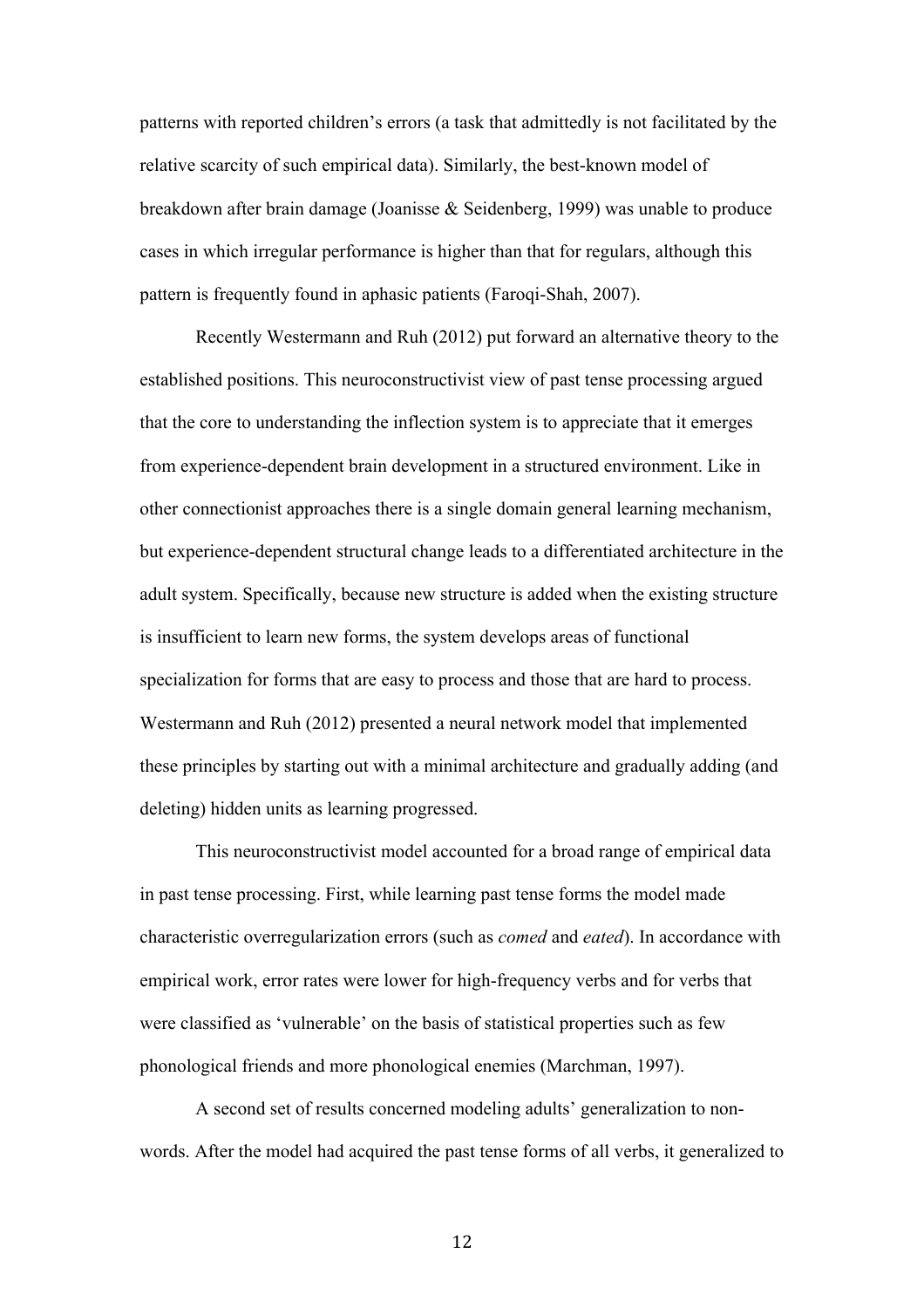patterns with reported children's errors (a task that admittedly is not facilitated by the relative scarcity of such empirical data). Similarly, the best-known model of breakdown after brain damage (Joanisse & Seidenberg, 1999) was unable to produce cases in which irregular performance is higher than that for regulars, although this pattern is frequently found in aphasic patients (Faroqi-Shah, 2007).

Recently Westermann and Ruh (2012) put forward an alternative theory to the established positions. This neuroconstructivist view of past tense processing argued that the core to understanding the inflection system is to appreciate that it emerges from experience-dependent brain development in a structured environment. Like in other connectionist approaches there is a single domain general learning mechanism, but experience-dependent structural change leads to a differentiated architecture in the adult system. Specifically, because new structure is added when the existing structure is insufficient to learn new forms, the system develops areas of functional specialization for forms that are easy to process and those that are hard to process. Westermann and Ruh (2012) presented a neural network model that implemented these principles by starting out with a minimal architecture and gradually adding (and deleting) hidden units as learning progressed.

This neuroconstructivist model accounted for a broad range of empirical data in past tense processing. First, while learning past tense forms the model made characteristic overregularization errors (such as *comed* and *eated*). In accordance with empirical work, error rates were lower for high-frequency verbs and for verbs that were classified as 'vulnerable' on the basis of statistical properties such as few phonological friends and more phonological enemies (Marchman, 1997).

A second set of results concerned modeling adults' generalization to non-words. After the model had acquired the past tense forms of all verbs, it generalized to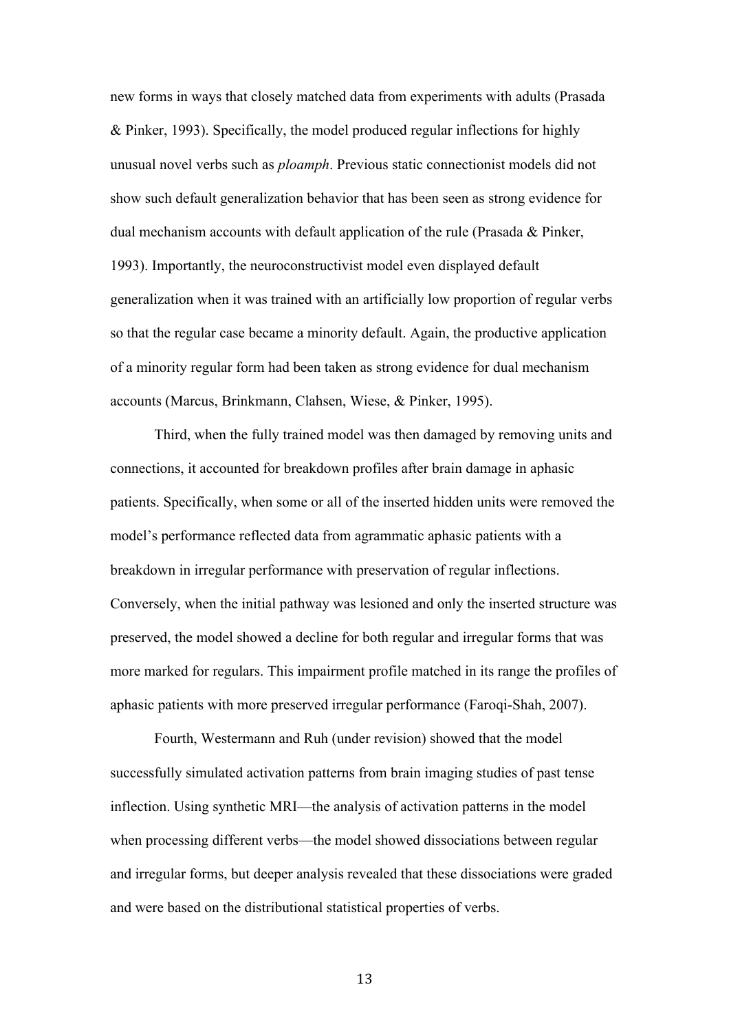new forms in ways that closely matched data from experiments with adults (Prasada & Pinker, 1993). Specifically, the model produced regular inflections for highly unusual novel verbs such as *ploamph*. Previous static connectionist models did not show such default generalization behavior that has been seen as strong evidence for dual mechanism accounts with default application of the rule (Prasada & Pinker, 1993). Importantly, the neuroconstructivist model even displayed default generalization when it was trained with an artificially low proportion of regular verbs so that the regular case became a minority default. Again, the productive application of a minority regular form had been taken as strong evidence for dual mechanism accounts (Marcus, Brinkmann, Clahsen, Wiese, & Pinker, 1995).

Third, when the fully trained model was then damaged by removing units and connections, it accounted for breakdown profiles after brain damage in aphasic patients. Specifically, when some or all of the inserted hidden units were removed the model's performance reflected data from agrammatic aphasic patients with a breakdown in irregular performance with preservation of regular inflections. Conversely, when the initial pathway was lesioned and only the inserted structure was preserved, the model showed a decline for both regular and irregular forms that was more marked for regulars. This impairment profile matched in its range the profiles of aphasic patients with more preserved irregular performance (Faroqi-Shah, 2007).

Fourth, Westermann and Ruh (under revision) showed that the model successfully simulated activation patterns from brain imaging studies of past tense inflection. Using synthetic MRI—the analysis of activation patterns in the model when processing different verbs—the model showed dissociations between regular and irregular forms, but deeper analysis revealed that these dissociations were graded and were based on the distributional statistical properties of verbs.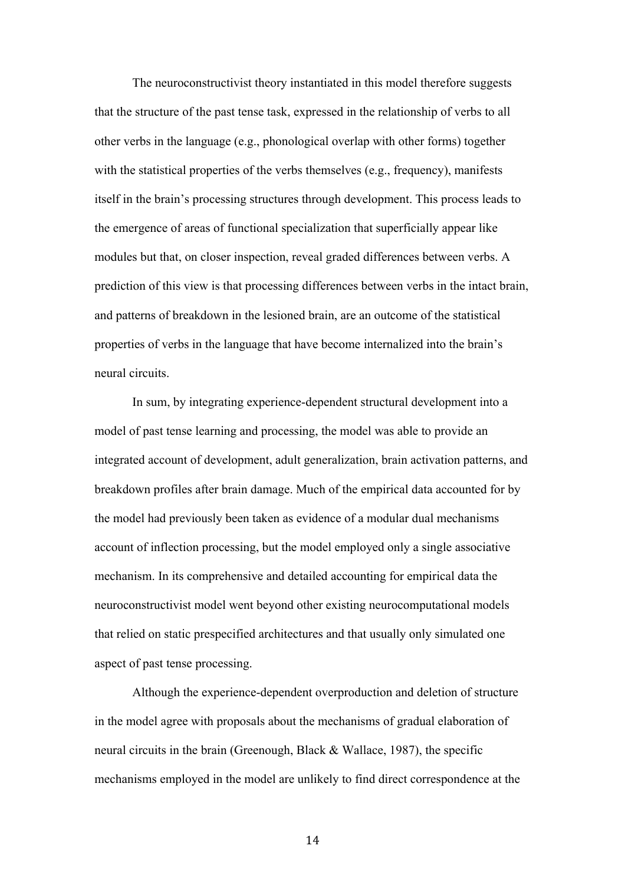The neuroconstructivist theory instantiated in this model therefore suggests that the structure of the past tense task, expressed in the relationship of verbs to all other verbs in the language (e.g., phonological overlap with other forms) together with the statistical properties of the verbs themselves (e.g., frequency), manifests itself in the brain's processing structures through development. This process leads to the emergence of areas of functional specialization that superficially appear like modules but that, on closer inspection, reveal graded differences between verbs. A prediction of this view is that processing differences between verbs in the intact brain, and patterns of breakdown in the lesioned brain, are an outcome of the statistical properties of verbs in the language that have become internalized into the brain's neural circuits.

In sum, by integrating experience-dependent structural development into a model of past tense learning and processing, the model was able to provide an integrated account of development, adult generalization, brain activation patterns, and breakdown profiles after brain damage. Much of the empirical data accounted for by the model had previously been taken as evidence of a modular dual mechanisms account of inflection processing, but the model employed only a single associative mechanism. In its comprehensive and detailed accounting for empirical data the neuroconstructivist model went beyond other existing neurocomputational models that relied on static prespecified architectures and that usually only simulated one aspect of past tense processing.

Although the experience-dependent overproduction and deletion of structure in the model agree with proposals about the mechanisms of gradual elaboration of neural circuits in the brain (Greenough, Black & Wallace, 1987), the specific mechanisms employed in the model are unlikely to find direct correspondence at the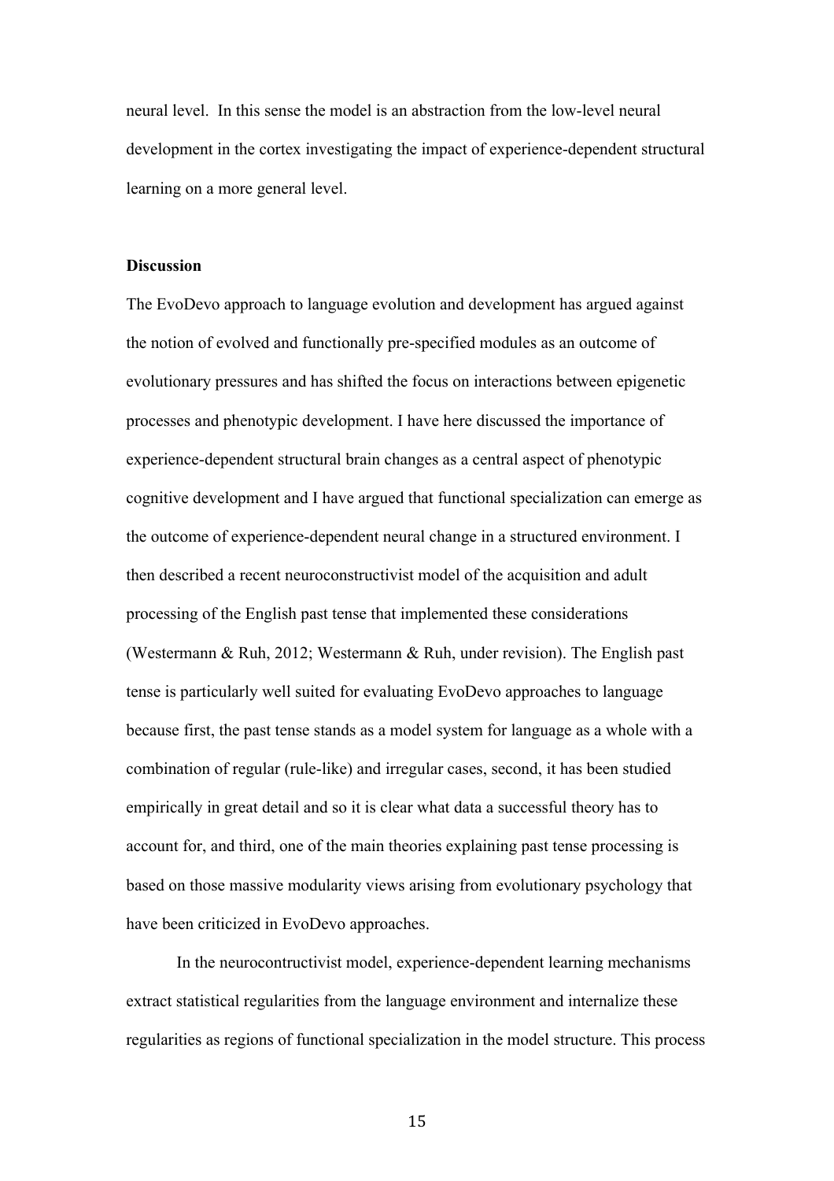neural level. In this sense the model is an abstraction from the low-level neural development in the cortex investigating the impact of experience-dependent structural learning on a more general level.

## Discussion

The EvoDevo approach to language evolution and development has argued against the notion of evolved and functionally pre-specified modules as an outcome of evolutionary pressures and has shifted the focus on interactions between epigenetic processes and phenotypic development. I have here discussed the importance of experience-dependent structural brain changes as a central aspect of phenotypic cognitive development and I have argued that functional specialization can emerge as the outcome of experience-dependent neural change in a structured environment. I then described a recent neuroconstructivist model of the acquisition and adult processing of the English past tense that implemented these considerations (Westermann & Ruh, 2012; Westermann & Ruh, under revision). The English past tense is particularly well suited for evaluating EvoDevo approaches to language because first, the past tense stands as a model system for language as a whole with a combination of regular (rule-like) and irregular cases, second, it has been studied empirically in great detail and so it is clear what data a successful theory has to account for, and third, one of the main theories explaining past tense processing is based on those massive modularity views arising from evolutionary psychology that have been criticized in EvoDevo approaches.

In the neurocontructivist model, experience-dependent learning mechanisms extract statistical regularities from the language environment and internalize these regularities as regions of functional specialization in the model structure. This process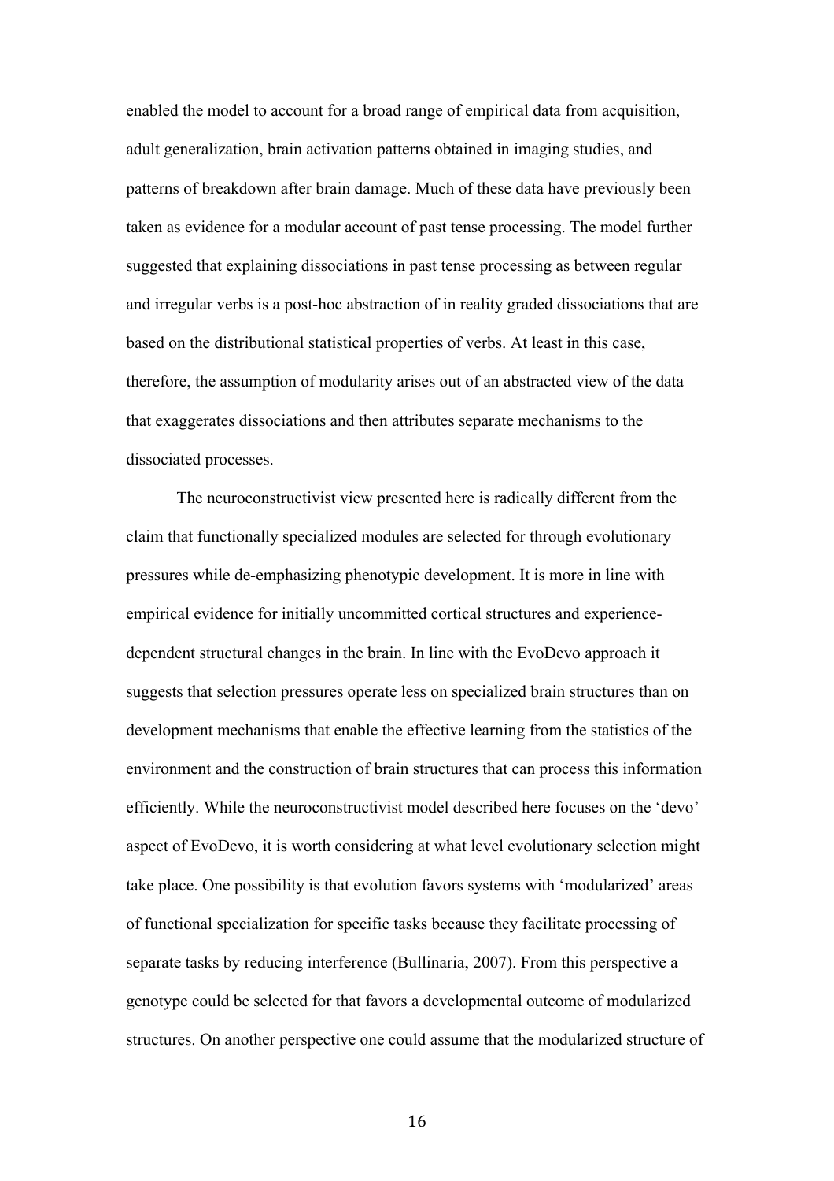enabled the model to account for a broad range of empirical data from acquisition, adult generalization, brain activation patterns obtained in imaging studies, and patterns of breakdown after brain damage. Much of these data have previously been taken as evidence for a modular account of past tense processing. The model further suggested that explaining dissociations in past tense processing as between regular and irregular verbs is a post-hoc abstraction of in reality graded dissociations that are based on the distributional statistical properties of verbs. At least in this case, therefore, the assumption of modularity arises out of an abstracted view of the data that exaggerates dissociations and then attributes separate mechanisms to the dissociated processes.

The neuroconstructivist view presented here is radically different from the claim that functionally specialized modules are selected for through evolutionary pressures while de-emphasizing phenotypic development. It is more in line with empirical evidence for initially uncommitted cortical structures and experience-dependent structural changes in the brain. In line with the EvoDevo approach it suggests that selection pressures operate less on specialized brain structures than on development mechanisms that enable the effective learning from the statistics of the environment and the construction of brain structures that can process this information efficiently. While the neuroconstructivist model described here focuses on the 'devo' aspect of EvoDevo, it is worth considering at what level evolutionary selection might take place. One possibility is that evolution favors systems with 'modularized' areas of functional specialization for specific tasks because they facilitate processing of separate tasks by reducing interference (Bullinaria, 2007). From this perspective a genotype could be selected for that favors a developmental outcome of modularized structures. On another perspective one could assume that the modularized structure of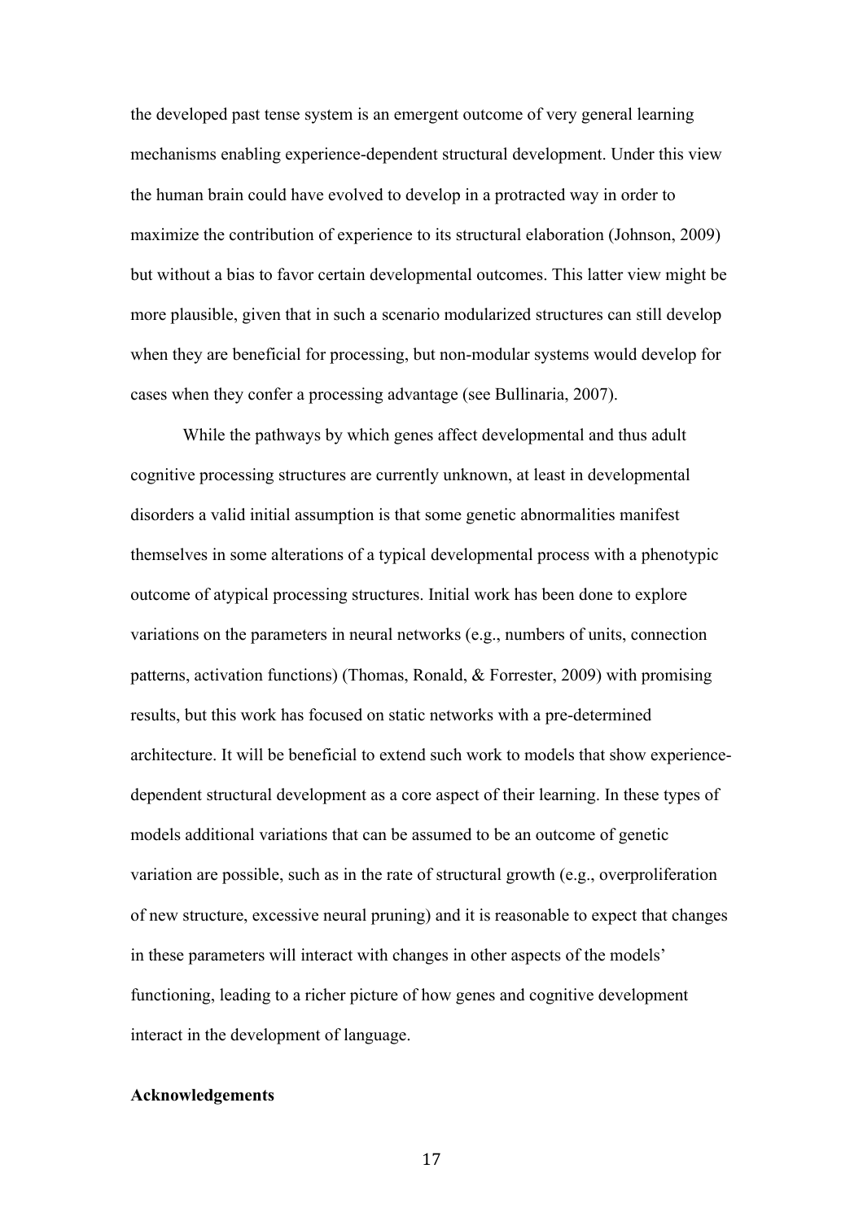the developed past tense system is an emergent outcome of very general learning mechanisms enabling experience-dependent structural development. Under this view the human brain could have evolved to develop in a protracted way in order to maximize the contribution of experience to its structural elaboration (Johnson, 2009) but without a bias to favor certain developmental outcomes. This latter view might be more plausible, given that in such a scenario modularized structures can still develop when they are beneficial for processing, but non-modular systems would develop for cases when they confer a processing advantage (see Bullinaria, 2007).

While the pathways by which genes affect developmental and thus adult cognitive processing structures are currently unknown, at least in developmental disorders a valid initial assumption is that some genetic abnormalities manifest themselves in some alterations of a typical developmental process with a phenotypic outcome of atypical processing structures. Initial work has been done to explore variations on the parameters in neural networks (e.g., numbers of units, connection patterns, activation functions) (Thomas, Ronald, & Forrester, 2009) with promising results, but this work has focused on static networks with a pre-determined architecture. It will be beneficial to extend such work to models that show experience-dependent structural development as a core aspect of their learning. In these types of models additional variations that can be assumed to be an outcome of genetic variation are possible, such as in the rate of structural growth (e.g., overproliferation of new structure, excessive neural pruning) and it is reasonable to expect that changes in these parameters will interact with changes in other aspects of the models' functioning, leading to a richer picture of how genes and cognitive development interact in the development of language.

**Acknowledgements**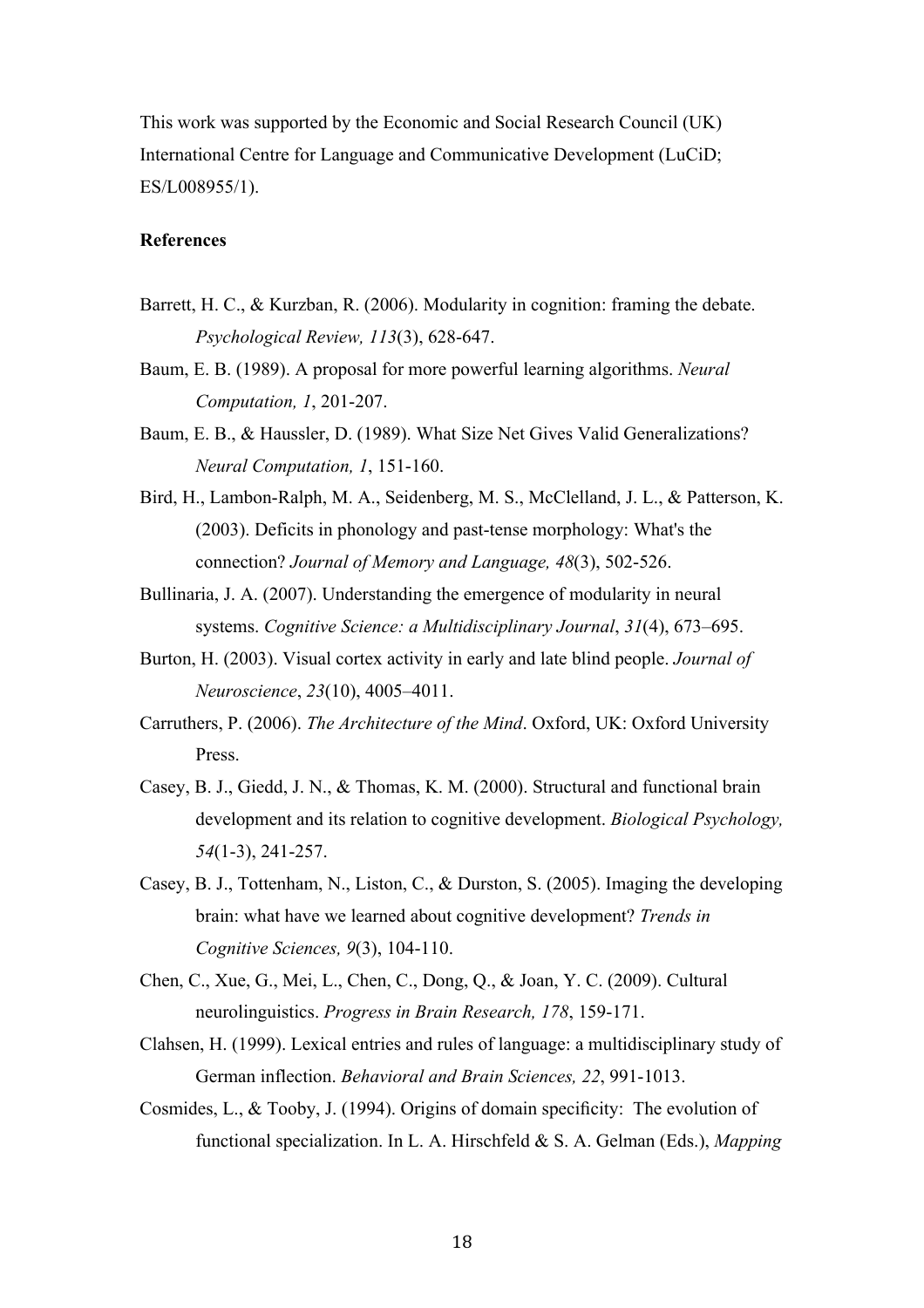This work was supported by the Economic and Social Research Council (UK) International Centre for Language and Communicative Development (LuCiD; ES/L008955/1).

**References**

Barrett, H. C., & Kurzban, R. (2006). Modularity in cognition: framing the debate. *Psychological Review, 113*(3), 628-647.

Baum, E. B. (1989). A proposal for more powerful learning algorithms. *Neural Computation, 1*, 201-207.

Baum, E. B., & Haussler, D. (1989). What Size Net Gives Valid Generalizations? *Neural Computation, 1*, 151-160.

Bird, H., Lambon-Ralph, M. A., Seidenberg, M. S., McClelland, J. L., & Patterson, K. (2003). Deficits in phonology and past-tense morphology: What's the connection? *Journal of Memory and Language, 48*(3), 502-526.

Bullinaria, J. A. (2007). Understanding the emergence of modularity in neural systems. *Cognitive Science: a Multidisciplinary Journal*, *31*(4), 673–695.

Burton, H. (2003). Visual cortex activity in early and late blind people. *Journal of Neuroscience*, *23*(10), 4005–4011.

Carruthers, P. (2006). *The Architecture of the Mind*. Oxford, UK: Oxford University Press.

Casey, B. J., Giedd, J. N., & Thomas, K. M. (2000). Structural and functional brain development and its relation to cognitive development. *Biological Psychology, 54*(1-3), 241-257.

Casey, B. J., Tottenham, N., Liston, C., & Durston, S. (2005). Imaging the developing brain: what have we learned about cognitive development? *Trends in Cognitive Sciences, 9*(3), 104-110.

Chen, C., Xue, G., Mei, L., Chen, C., Dong, Q., & Joan, Y. C. (2009). Cultural neurolinguistics. *Progress in Brain Research, 178*, 159-171.

Clahsen, H. (1999). Lexical entries and rules of language: a multidisciplinary study of German inflection. *Behavioral and Brain Sciences, 22*, 991-1013.

Cosmides, L., & Tooby, J. (1994). Origins of domain specificity: The evolution of functional specialization. In L. A. Hirschfeld & S. A. Gelman (Eds.), *Mapping*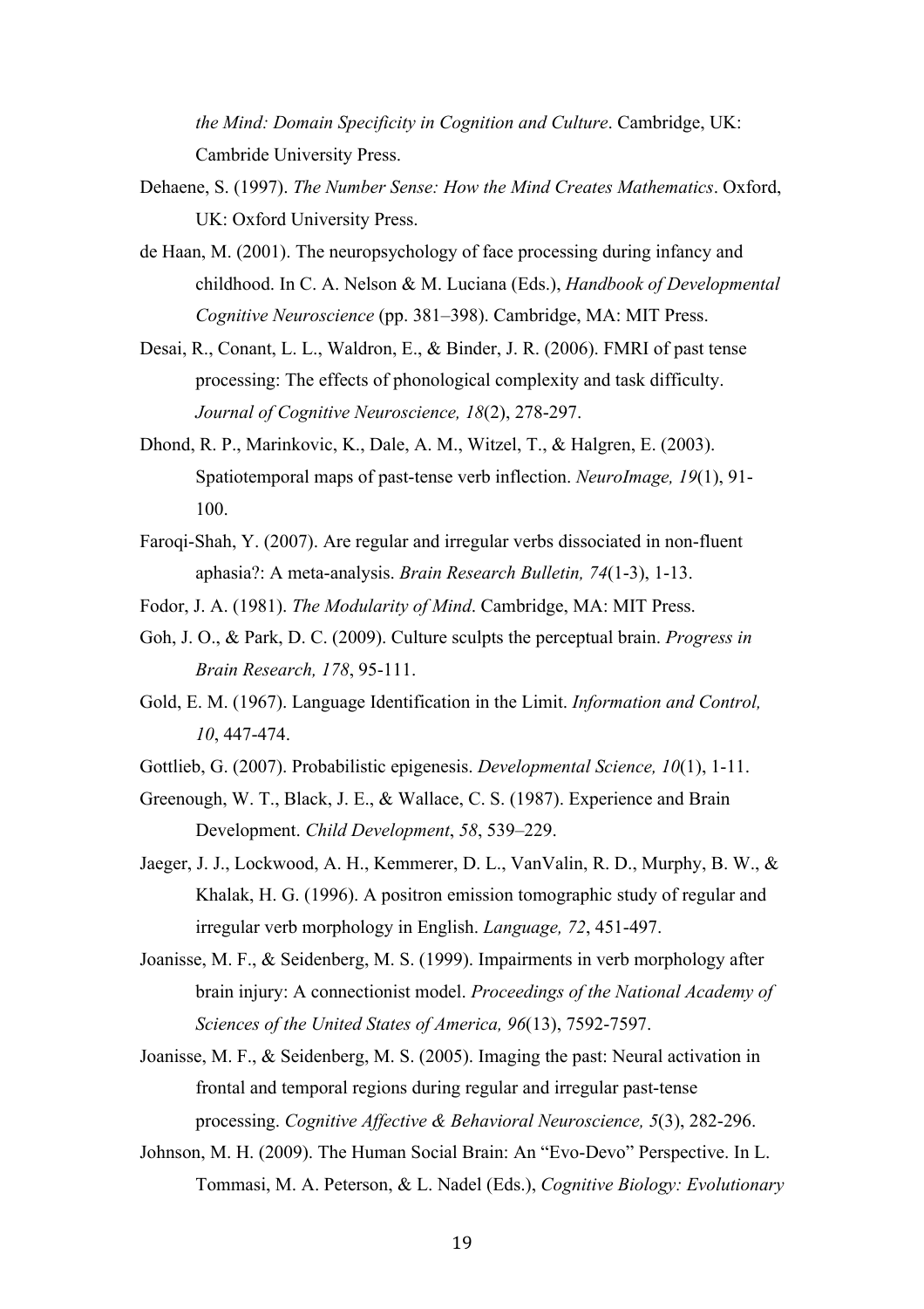*the Mind: Domain Specificity in Cognition and Culture*. Cambridge, UK: Cambride University Press.

Dehaene, S. (1997). *The Number Sense: How the Mind Creates Mathematics*. Oxford, UK: Oxford University Press.

de Haan, M. (2001). The neuropsychology of face processing during infancy and childhood. In C. A. Nelson & M. Luciana (Eds.), *Handbook of Developmental Cognitive Neuroscience* (pp. 381–398). Cambridge, MA: MIT Press.

Desai, R., Conant, L. L., Waldron, E., & Binder, J. R. (2006). FMRI of past tense processing: The effects of phonological complexity and task difficulty. *Journal of Cognitive Neuroscience, 18*(2), 278-297.

Dhond, R. P., Marinkovic, K., Dale, A. M., Witzel, T., & Halgren, E. (2003). Spatiotemporal maps of past-tense verb inflection. *NeuroImage, 19*(1), 91-100.

Faroqi-Shah, Y. (2007). Are regular and irregular verbs dissociated in non-fluent aphasia?: A meta-analysis. *Brain Research Bulletin, 74*(1-3), 1-13.

Fodor, J. A. (1981). *The Modularity of Mind*. Cambridge, MA: MIT Press.

Goh, J. O., & Park, D. C. (2009). Culture sculpts the perceptual brain. *Progress in Brain Research, 178*, 95-111.

Gold, E. M. (1967). Language Identification in the Limit. *Information and Control, 10*, 447-474.

Gottlieb, G. (2007). Probabilistic epigenesis. *Developmental Science, 10*(1), 1-11.

Greenough, W. T., Black, J. E., & Wallace, C. S. (1987). Experience and Brain Development. *Child Development*, *58*, 539–229.

Jaeger, J. J., Lockwood, A. H., Kemmerer, D. L., VanValin, R. D., Murphy, B. W., & Khalak, H. G. (1996). A positron emission tomographic study of regular and irregular verb morphology in English. *Language, 72*, 451-497.

Joanisse, M. F., & Seidenberg, M. S. (1999). Impairments in verb morphology after brain injury: A connectionist model. *Proceedings of the National Academy of Sciences of the United States of America, 96*(13), 7592-7597.

Joanisse, M. F., & Seidenberg, M. S. (2005). Imaging the past: Neural activation in frontal and temporal regions during regular and irregular past-tense processing. *Cognitive Affective & Behavioral Neuroscience, 5*(3), 282-296.

Johnson, M. H. (2009). The Human Social Brain: An "Evo-Devo" Perspective. In L. Tommasi, M. A. Peterson, & L. Nadel (Eds.), *Cognitive Biology: Evolutionary*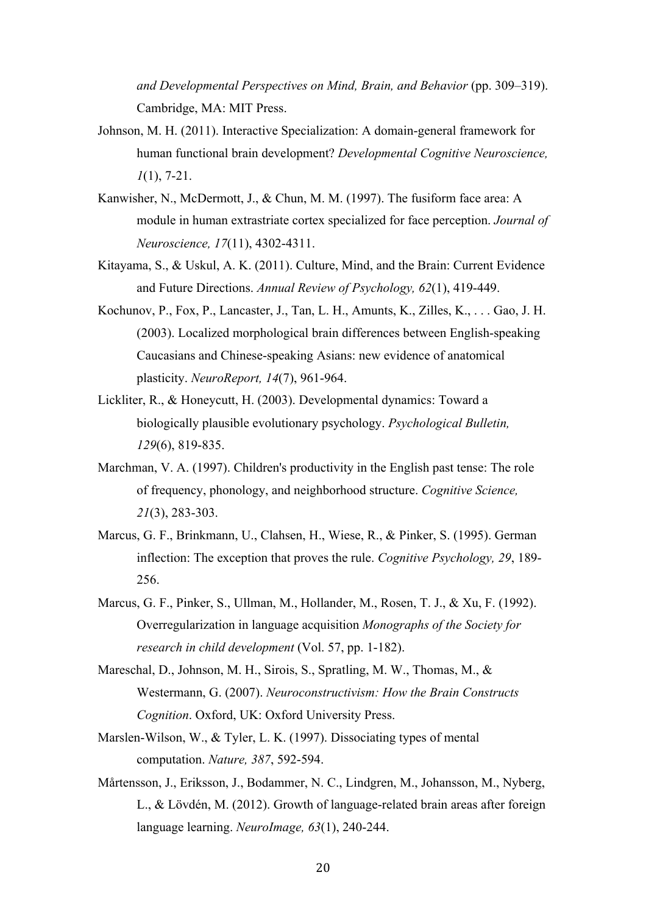*and Developmental Perspectives on Mind, Brain, and Behavior* (pp. 309–319). Cambridge, MA: MIT Press.

Johnson, M. H. (2011). Interactive Specialization: A domain-general framework for human functional brain development? *Developmental Cognitive Neuroscience, 1*(1), 7-21.

Kanwisher, N., McDermott, J., & Chun, M. M. (1997). The fusiform face area: A module in human extrastriate cortex specialized for face perception. *Journal of Neuroscience, 17*(11), 4302-4311.

Kitayama, S., & Uskul, A. K. (2011). Culture, Mind, and the Brain: Current Evidence and Future Directions. *Annual Review of Psychology, 62*(1), 419-449.

Kochunov, P., Fox, P., Lancaster, J., Tan, L. H., Amunts, K., Zilles, K., . . . Gao, J. H. (2003). Localized morphological brain differences between English-speaking Caucasians and Chinese-speaking Asians: new evidence of anatomical plasticity. *NeuroReport, 14*(7), 961-964.

Lickliter, R., & Honeycutt, H. (2003). Developmental dynamics: Toward a biologically plausible evolutionary psychology. *Psychological Bulletin, 129*(6), 819-835.

Marchman, V. A. (1997). Children's productivity in the English past tense: The role of frequency, phonology, and neighborhood structure. *Cognitive Science, 21*(3), 283-303.

Marcus, G. F., Brinkmann, U., Clahsen, H., Wiese, R., & Pinker, S. (1995). German inflection: The exception that proves the rule. *Cognitive Psychology, 29*, 189-256.

Marcus, G. F., Pinker, S., Ullman, M., Hollander, M., Rosen, T. J., & Xu, F. (1992). Overregularization in language acquisition *Monographs of the Society for research in child development* (Vol. 57, pp. 1-182).

Mareschal, D., Johnson, M. H., Sirois, S., Spratling, M. W., Thomas, M., & Westermann, G. (2007). *Neuroconstructivism: How the Brain Constructs Cognition*. Oxford, UK: Oxford University Press.

Marslen-Wilson, W., & Tyler, L. K. (1997). Dissociating types of mental computation. *Nature, 387*, 592-594.

Mårtensson, J., Eriksson, J., Bodammer, N. C., Lindgren, M., Johansson, M., Nyberg, L., & Lövdén, M. (2012). Growth of language-related brain areas after foreign language learning. *NeuroImage, 63*(1), 240-244.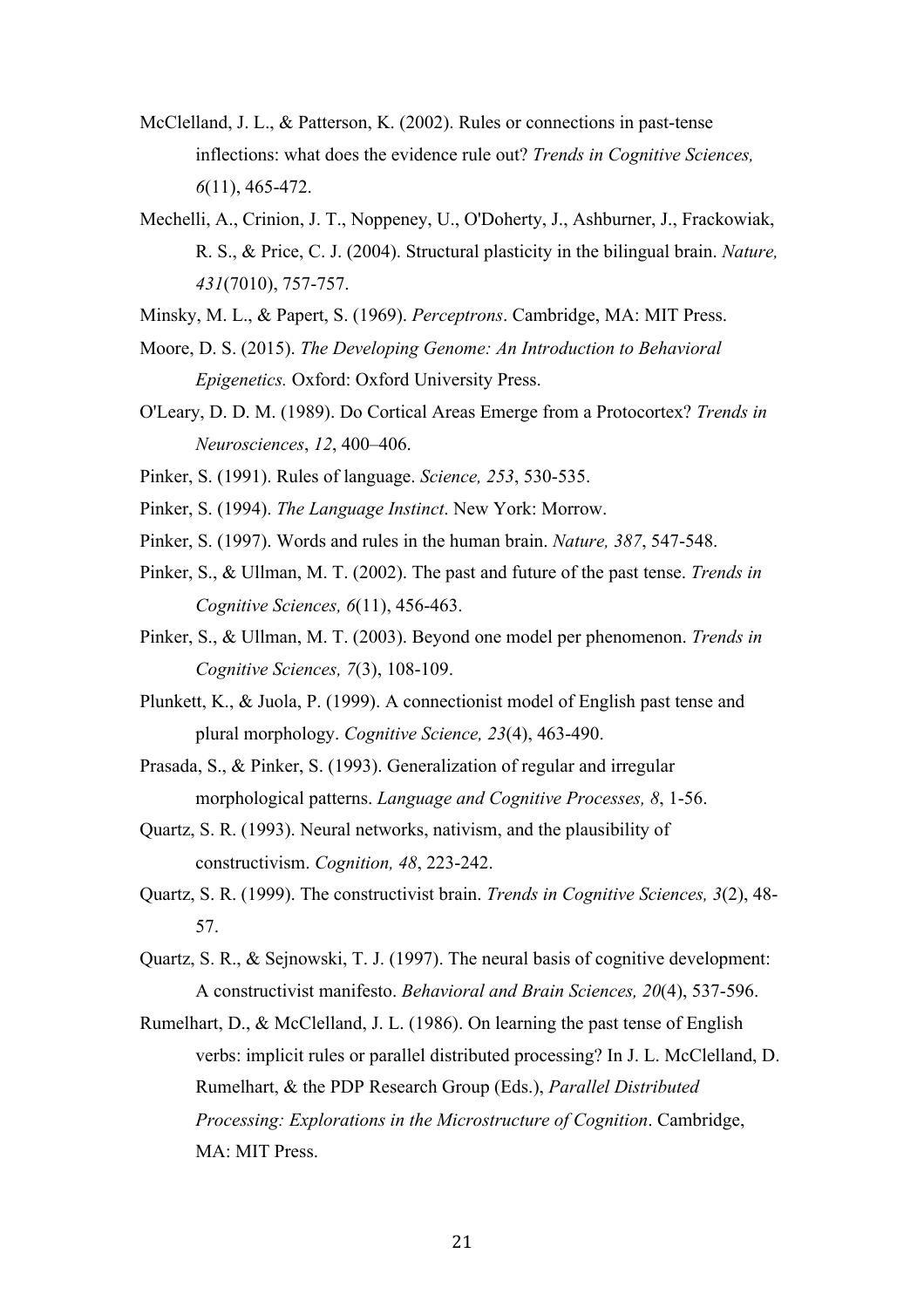McClelland, J. L., & Patterson, K. (2002). Rules or connections in past-tense inflections: what does the evidence rule out? *Trends in Cognitive Sciences, 6*(11), 465-472.

Mechelli, A., Crinion, J. T., Noppeney, U., O'Doherty, J., Ashburner, J., Frackowiak, R. S., & Price, C. J. (2004). Structural plasticity in the bilingual brain. *Nature, 431*(7010), 757-757.

Minsky, M. L., & Papert, S. (1969). *Perceptrons*. Cambridge, MA: MIT Press.

Moore, D. S. (2015). *The Developing Genome: An Introduction to Behavioral Epigenetics.* Oxford: Oxford University Press.

O'Leary, D. D. M. (1989). Do Cortical Areas Emerge from a Protocortex? *Trends in Neurosciences*, *12*, 400–406.

Pinker, S. (1991). Rules of language. *Science, 253*, 530-535.

Pinker, S. (1994). *The Language Instinct*. New York: Morrow.

Pinker, S. (1997). Words and rules in the human brain. *Nature, 387*, 547-548.

Pinker, S., & Ullman, M. T. (2002). The past and future of the past tense. *Trends in Cognitive Sciences, 6*(11), 456-463.

Pinker, S., & Ullman, M. T. (2003). Beyond one model per phenomenon. *Trends in Cognitive Sciences, 7*(3), 108-109.

Plunkett, K., & Juola, P. (1999). A connectionist model of English past tense and plural morphology. *Cognitive Science, 23*(4), 463-490.

Prasada, S., & Pinker, S. (1993). Generalization of regular and irregular morphological patterns. *Language and Cognitive Processes, 8*, 1-56.

Quartz, S. R. (1993). Neural networks, nativism, and the plausibility of constructivism. *Cognition, 48*, 223-242.

Quartz, S. R. (1999). The constructivist brain. *Trends in Cognitive Sciences, 3*(2), 48-57.

Quartz, S. R., & Sejnowski, T. J. (1997). The neural basis of cognitive development: A constructivist manifesto. *Behavioral and Brain Sciences, 20*(4), 537-596.

Rumelhart, D., & McClelland, J. L. (1986). On learning the past tense of English verbs: implicit rules or parallel distributed processing? In J. L. McClelland, D. Rumelhart, & the PDP Research Group (Eds.), *Parallel Distributed Processing: Explorations in the Microstructure of Cognition*. Cambridge, MA: MIT Press.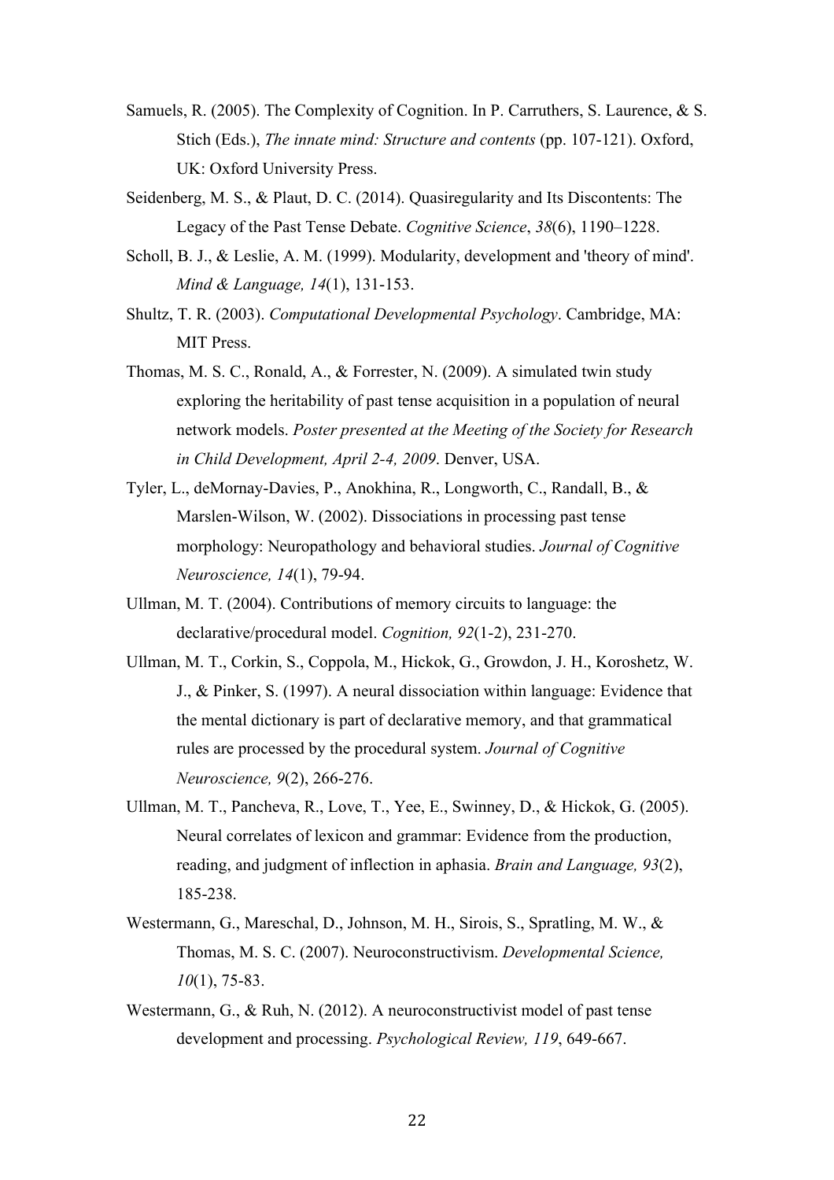Samuels, R. (2005). The Complexity of Cognition. In P. Carruthers, S. Laurence, & S. Stich (Eds.), *The innate mind: Structure and contents* (pp. 107-121). Oxford, UK: Oxford University Press.

Seidenberg, M. S., & Plaut, D. C. (2014). Quasiregularity and Its Discontents: The Legacy of the Past Tense Debate. *Cognitive Science*, *38*(6), 1190–1228.

Scholl, B. J., & Leslie, A. M. (1999). Modularity, development and 'theory of mind'. *Mind & Language, 14*(1), 131-153.

Shultz, T. R. (2003). *Computational Developmental Psychology*. Cambridge, MA: MIT Press.

Thomas, M. S. C., Ronald, A., & Forrester, N. (2009). A simulated twin study exploring the heritability of past tense acquisition in a population of neural network models. *Poster presented at the Meeting of the Society for Research in Child Development, April 2-4, 2009*. Denver, USA.

Tyler, L., deMornay-Davies, P., Anokhina, R., Longworth, C., Randall, B., & Marslen-Wilson, W. (2002). Dissociations in processing past tense morphology: Neuropathology and behavioral studies. *Journal of Cognitive Neuroscience, 14*(1), 79-94.

Ullman, M. T. (2004). Contributions of memory circuits to language: the declarative/procedural model. *Cognition, 92*(1-2), 231-270.

Ullman, M. T., Corkin, S., Coppola, M., Hickok, G., Growdon, J. H., Koroshetz, W. J., & Pinker, S. (1997). A neural dissociation within language: Evidence that the mental dictionary is part of declarative memory, and that grammatical rules are processed by the procedural system. *Journal of Cognitive Neuroscience, 9*(2), 266-276.

Ullman, M. T., Pancheva, R., Love, T., Yee, E., Swinney, D., & Hickok, G. (2005). Neural correlates of lexicon and grammar: Evidence from the production, reading, and judgment of inflection in aphasia. *Brain and Language, 93*(2), 185-238.

Westermann, G., Mareschal, D., Johnson, M. H., Sirois, S., Spratling, M. W., & Thomas, M. S. C. (2007). Neuroconstructivism. *Developmental Science, 10*(1), 75-83.

Westermann, G., & Ruh, N. (2012). A neuroconstructivist model of past tense development and processing. *Psychological Review, 119*, 649-667.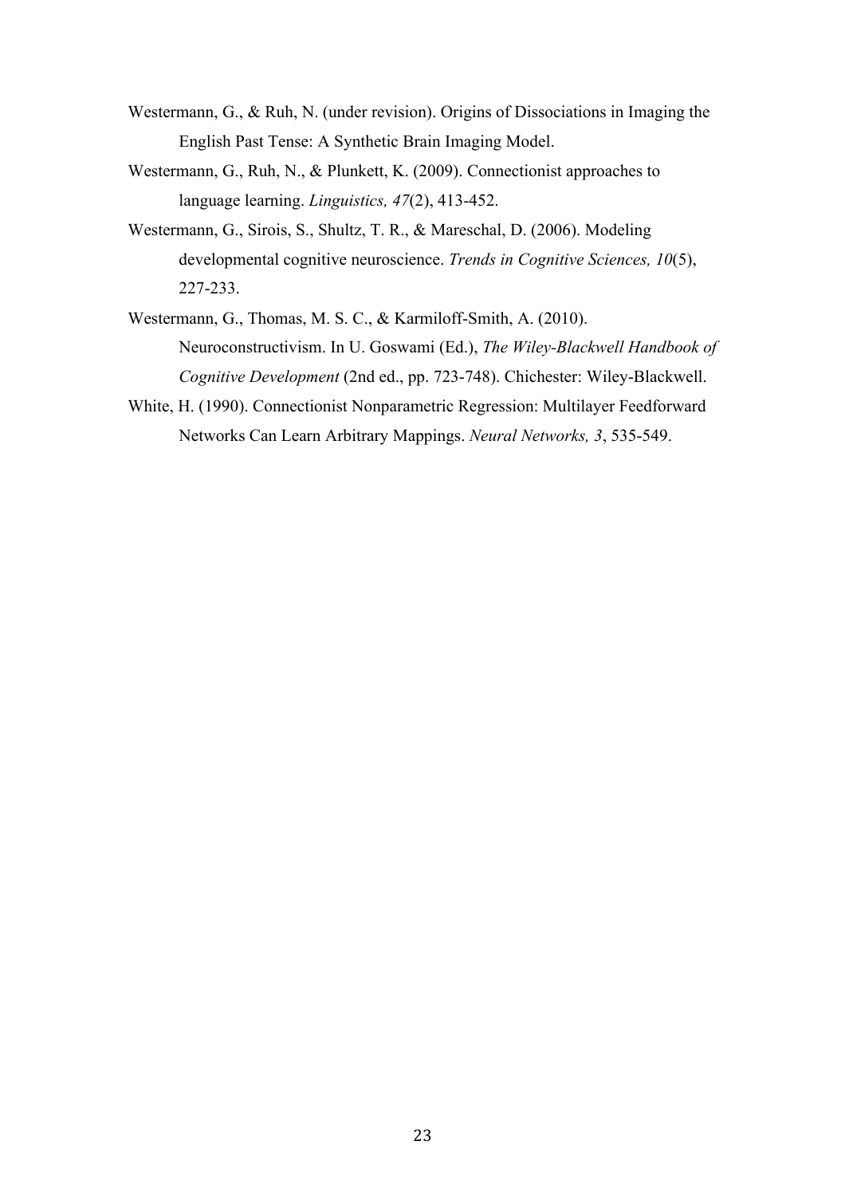Westermann, G., & Ruh, N. (under revision). Origins of Dissociations in Imaging the English Past Tense: A Synthetic Brain Imaging Model.

Westermann, G., Ruh, N., & Plunkett, K. (2009). Connectionist approaches to language learning. *Linguistics, 47*(2), 413-452.

Westermann, G., Sirois, S., Shultz, T. R., & Mareschal, D. (2006). Modeling developmental cognitive neuroscience. *Trends in Cognitive Sciences, 10*(5), 227-233.

Westermann, G., Thomas, M. S. C., & Karmiloff-Smith, A. (2010). Neuroconstructivism. In U. Goswami (Ed.), *The Wiley-Blackwell Handbook of Cognitive Development* (2nd ed., pp. 723-748). Chichester: Wiley-Blackwell.

White, H. (1990). Connectionist Nonparametric Regression: Multilayer Feedforward Networks Can Learn Arbitrary Mappings. *Neural Networks, 3*, 535-549.